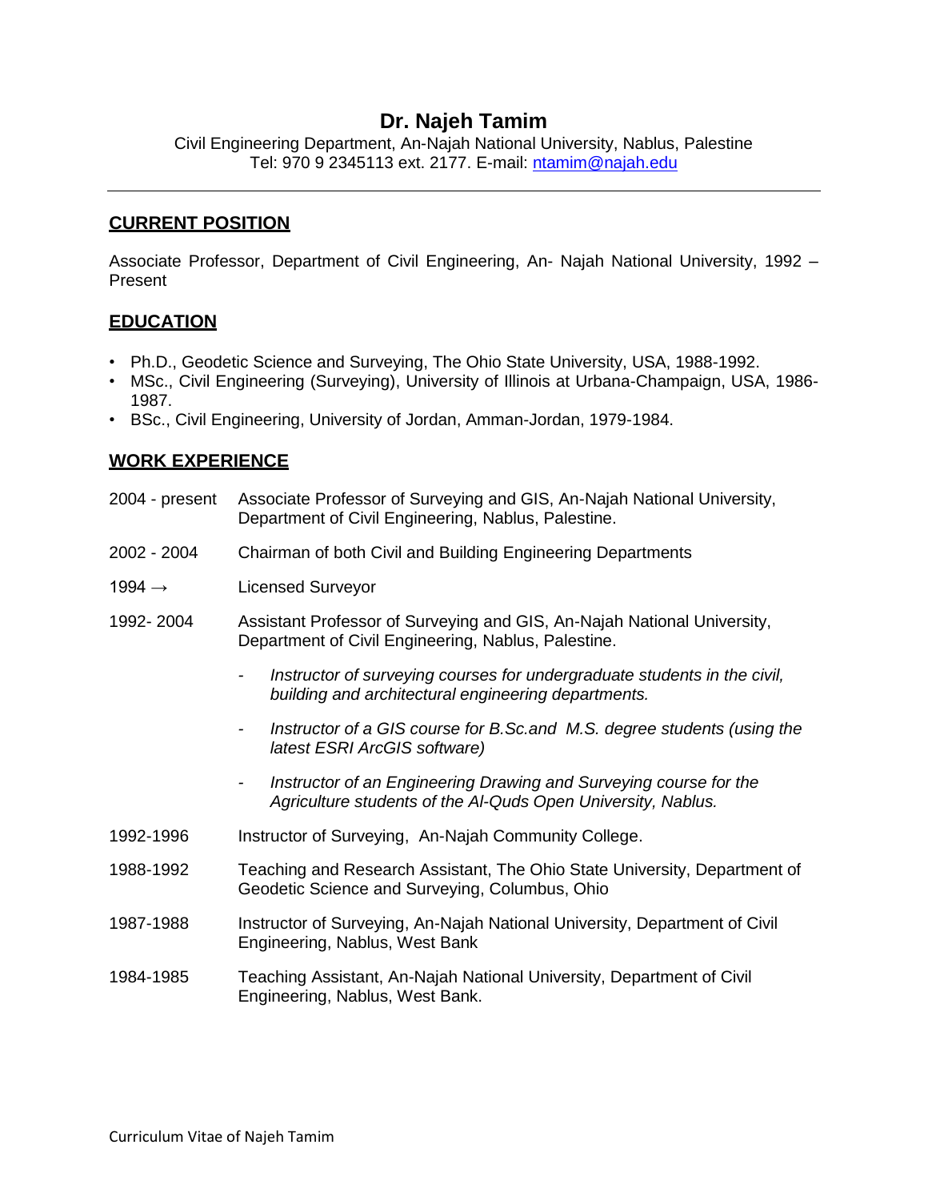# Dr. Najeh Tamim

Civil Engineering Department, An-Najah National University, Nablus, Palestine
Tel: 970 9 2345113 ext. 2177. E-mail: [ntamim@najah.edu](mailto:ntamim@najah.edu)

---

## CURRENT POSITION

Associate Professor, Department of Civil Engineering, An- Najah National University, 1992 – Present

## EDUCATION

- Ph.D., Geodetic Science and Surveying, The Ohio State University, USA, 1988-1992.
- MSc., Civil Engineering (Surveying), University of Illinois at Urbana-Champaign, USA, 1986-1987.
- BSc., Civil Engineering, University of Jordan, Amman-Jordan, 1979-1984.

## WORK EXPERIENCE

**2004 - present** Associate Professor of Surveying and GIS, An-Najah National University, Department of Civil Engineering, Nablus, Palestine.

**2002 - 2004** Chairman of both Civil and Building Engineering Departments

**1994 →** Licensed Surveyor

**1992- 2004** Assistant Professor of Surveying and GIS, An-Najah National University, Department of Civil Engineering, Nablus, Palestine.

- *Instructor of surveying courses for undergraduate students in the civil, building and architectural engineering departments.*
- *Instructor of a GIS course for B.Sc.and M.S. degree students (using the latest ESRI ArcGIS software)*
- *Instructor of an Engineering Drawing and Surveying course for the Agriculture students of the Al-Quds Open University, Nablus.*

**1992-1996** Instructor of Surveying, An-Najah Community College.

**1988-1992** Teaching and Research Assistant, The Ohio State University, Department of Geodetic Science and Surveying, Columbus, Ohio

**1987-1988** Instructor of Surveying, An-Najah National University, Department of Civil Engineering, Nablus, West Bank

**1984-1985** Teaching Assistant, An-Najah National University, Department of Civil Engineering, Nablus, West Bank.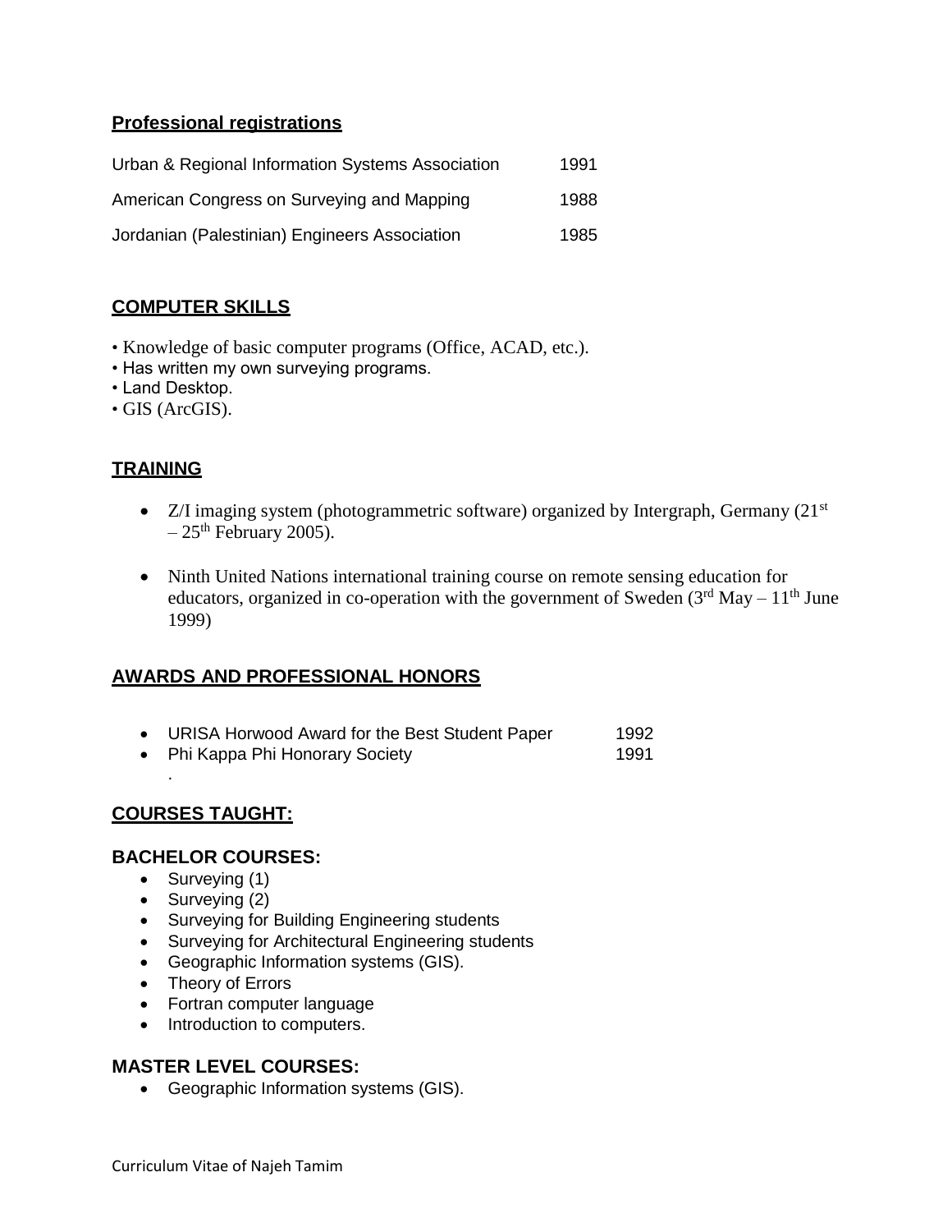## Professional registrations

| | |
|---|---|
| Urban & Regional Information Systems Association | 1991 |
| American Congress on Surveying and Mapping | 1988 |
| Jordanian (Palestinian) Engineers Association | 1985 |

## COMPUTER SKILLS

• Knowledge of basic computer programs (Office, ACAD, etc.).
• Has written my own surveying programs.
• Land Desktop.
• GIS (ArcGIS).

## TRAINING

- Z/I imaging system (photogrammetric software) organized by Intergraph, Germany (21st – 25th February 2005).
- Ninth United Nations international training course on remote sensing education for educators, organized in co-operation with the government of Sweden (3rd May – 11th June 1999)

## AWARDS AND PROFESSIONAL HONORS

- URISA Horwood Award for the Best Student Paper 1992
- Phi Kappa Phi Honorary Society 1991

## COURSES TAUGHT:

### BACHELOR COURSES:

- Surveying (1)
- Surveying (2)
- Surveying for Building Engineering students
- Surveying for Architectural Engineering students
- Geographic Information systems (GIS).
- Theory of Errors
- Fortran computer language
- Introduction to computers.

### MASTER LEVEL COURSES:

- Geographic Information systems (GIS).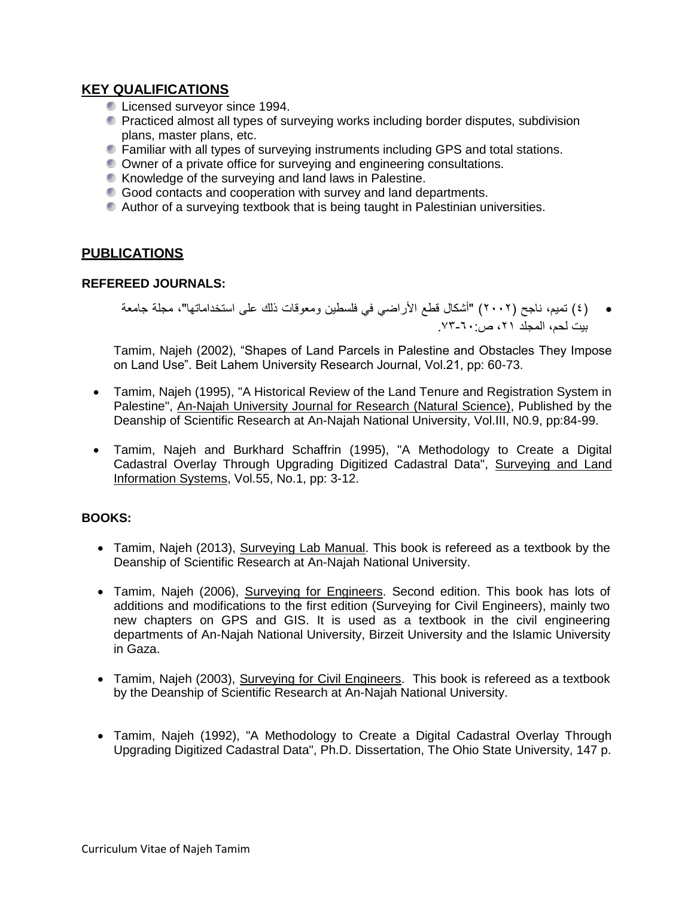## KEY QUALIFICATIONS

- Licensed surveyor since 1994.
- Practiced almost all types of surveying works including border disputes, subdivision plans, master plans, etc.
- Familiar with all types of surveying instruments including GPS and total stations.
- Owner of a private office for surveying and engineering consultations.
- Knowledge of the surveying and land laws in Palestine.
- Good contacts and cooperation with survey and land departments.
- Author of a surveying textbook that is being taught in Palestinian universities.

## PUBLICATIONS

### REFEREED JOURNALS:

- (٤) تميم، ناجح (٢٠٠٢) "أشكال قطع الأراضي في فلسطين ومعوقات ذلك على استخداماتها"، مجلة جامعة بيت لحم، المجلد ٢١، ص:٦٠-٧٣.

  Tamim, Najeh (2002), “Shapes of Land Parcels in Palestine and Obstacles They Impose on Land Use”. Beit Lahem University Research Journal, Vol.21, pp: 60-73.

- Tamim, Najeh (1995), "A Historical Review of the Land Tenure and Registration System in Palestine", An-Najah University Journal for Research (Natural Science), Published by the Deanship of Scientific Research at An-Najah National University, Vol.III, N0.9, pp:84-99.

- Tamim, Najeh and Burkhard Schaffrin (1995), "A Methodology to Create a Digital Cadastral Overlay Through Upgrading Digitized Cadastral Data", Surveying and Land Information Systems, Vol.55, No.1, pp: 3-12.

### BOOKS:

- Tamim, Najeh (2013), Surveying Lab Manual. This book is refereed as a textbook by the Deanship of Scientific Research at An-Najah National University.

- Tamim, Najeh (2006), Surveying for Engineers. Second edition. This book has lots of additions and modifications to the first edition (Surveying for Civil Engineers), mainly two new chapters on GPS and GIS. It is used as a textbook in the civil engineering departments of An-Najah National University, Birzeit University and the Islamic University in Gaza.

- Tamim, Najeh (2003), Surveying for Civil Engineers. This book is refereed as a textbook by the Deanship of Scientific Research at An-Najah National University.

- Tamim, Najeh (1992), "A Methodology to Create a Digital Cadastral Overlay Through Upgrading Digitized Cadastral Data", Ph.D. Dissertation, The Ohio State University, 147 p.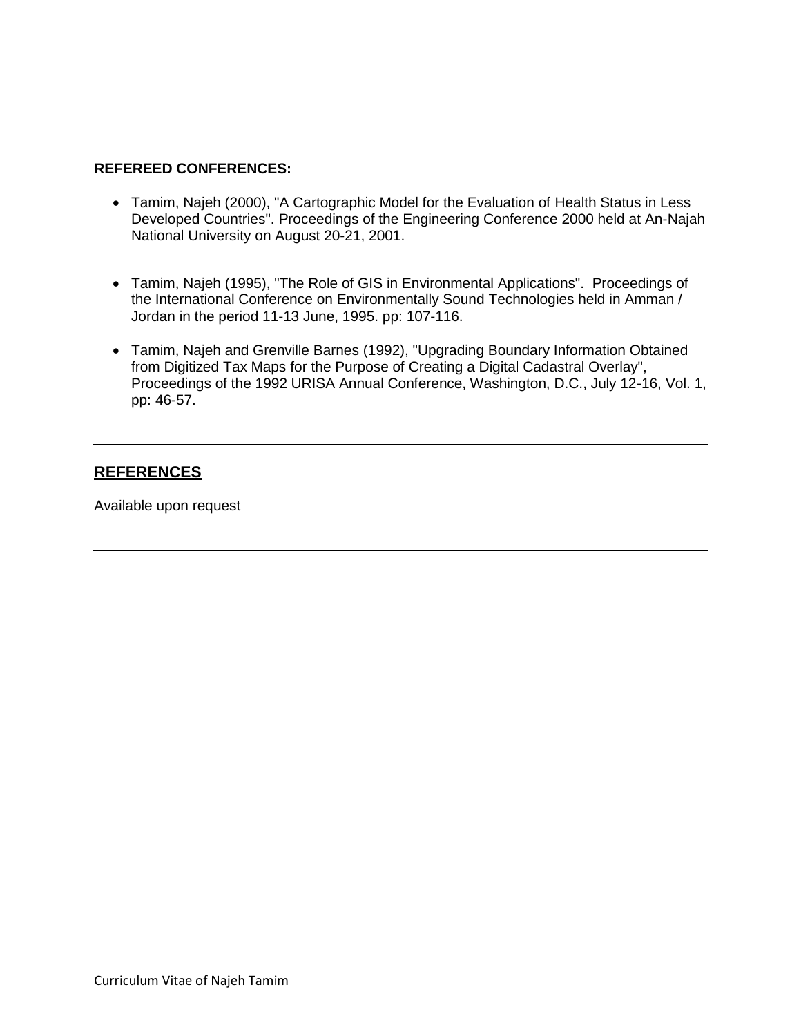**REFEREED CONFERENCES:**

- Tamim, Najeh (2000), "A Cartographic Model for the Evaluation of Health Status in Less Developed Countries". Proceedings of the Engineering Conference 2000 held at An-Najah National University on August 20-21, 2001.

- Tamim, Najeh (1995), "The Role of GIS in Environmental Applications". Proceedings of the International Conference on Environmentally Sound Technologies held in Amman / Jordan in the period 11-13 June, 1995. pp: 107-116.

- Tamim, Najeh and Grenville Barnes (1992), "Upgrading Boundary Information Obtained from Digitized Tax Maps for the Purpose of Creating a Digital Cadastral Overlay", Proceedings of the 1992 URISA Annual Conference, Washington, D.C., July 12-16, Vol. 1, pp: 46-57.

---

## REFERENCES

Available upon request

---